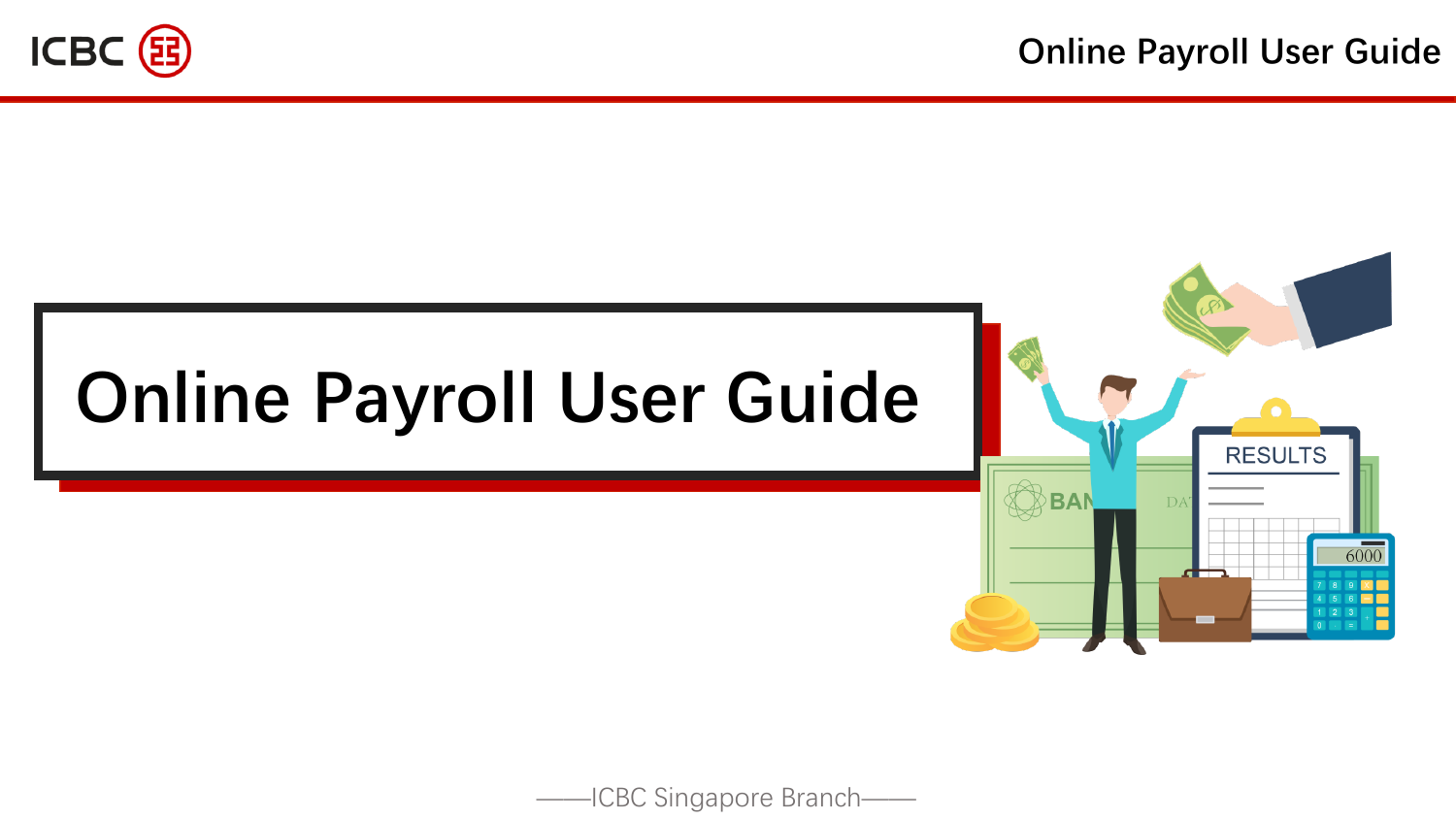# Online Payroll User Guide

——ICBC Singapore Branch——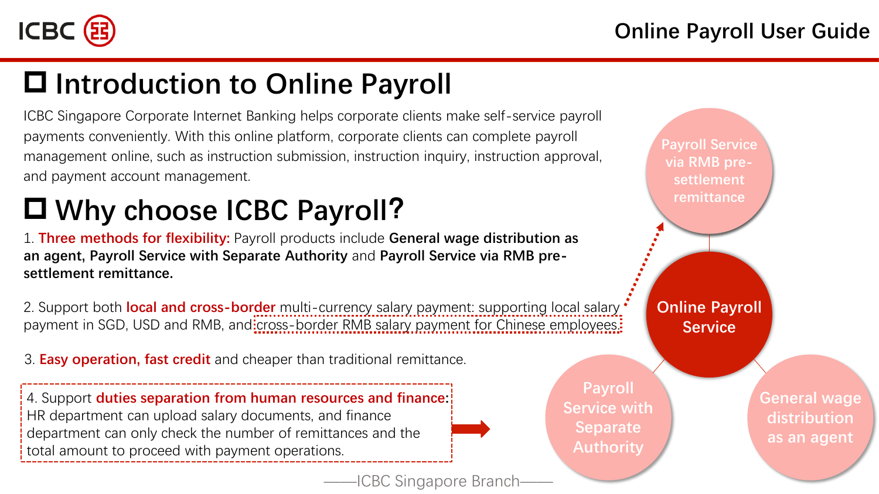# Introduction to Online Payroll

ICBC Singapore Corporate Internet Banking helps corporate clients make self-service payroll payments conveniently. With this online platform, corporate clients can complete payroll management online, such as instruction submission, instruction inquiry, instruction approval, and payment account management.

# Why choose ICBC Payroll?

1. **Three methods for flexibility:** Payroll products include **General wage distribution as an agent, Payroll Service with Separate Authority** and **Payroll Service via RMB pre-settlement remittance.**

2. Support both **local and cross-border** multi-currency salary payment: supporting local salary payment in SGD, USD and RMB, and cross-border RMB salary payment for Chinese employees.

3. **Easy operation, fast credit** and cheaper than traditional remittance.

4. Support **duties separation from human resources and finance**: HR department can upload salary documents, and finance department can only check the number of remittances and the total amount to proceed with payment operations.

**Online Payroll Service**

- Payroll Service via RMB pre-settlement remittance
- Payroll Service with Separate Authority
- General wage distribution as an agent

——ICBC Singapore Branch——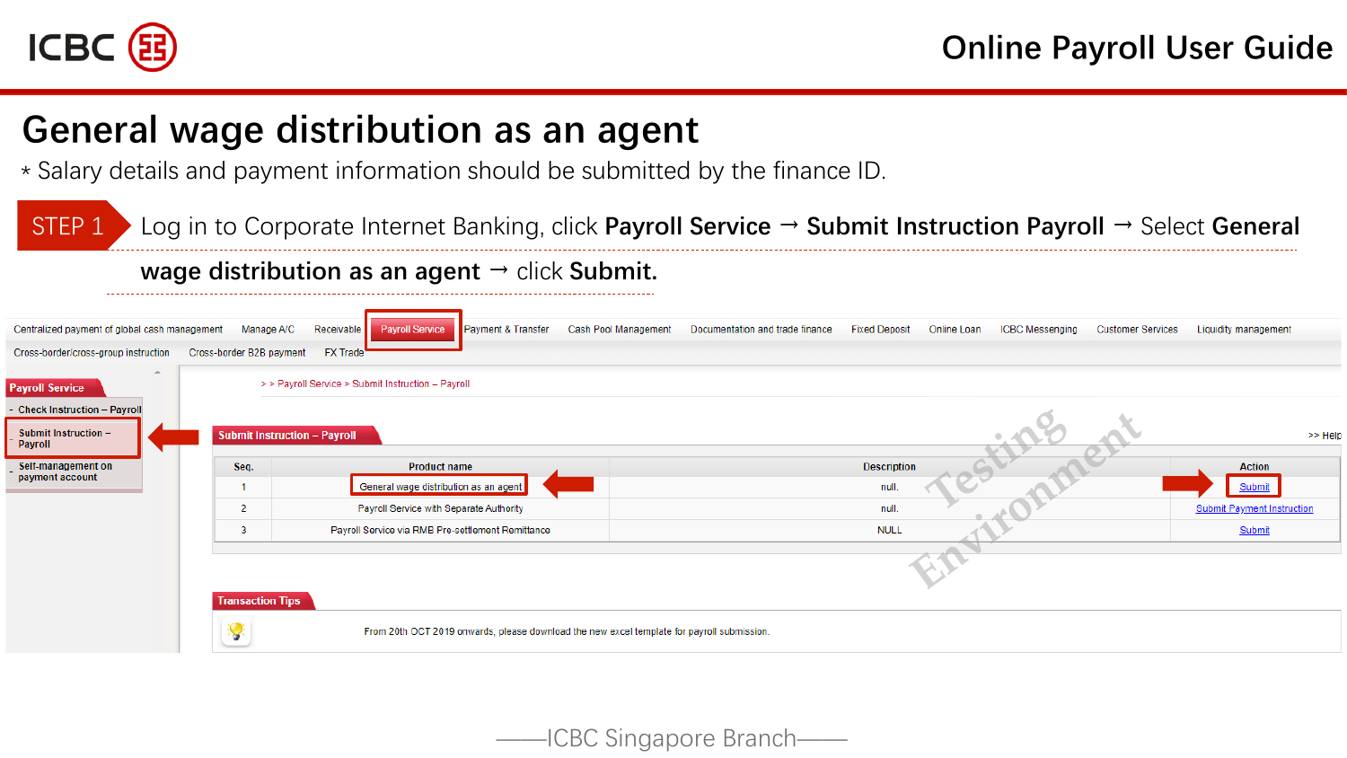# General wage distribution as an agent

\* Salary details and payment information should be submitted by the finance ID.

STEP 1 Log in to Corporate Internet Banking, click **Payroll Service** → **Submit Instruction Payroll** → Select **General wage distribution as an agent** → click **Submit.**

Centralized payment of global cash management | Manage A/C | Receivable | Payroll Service | Payment & Transfer | Cash Pool Management | Documentation and trade finance | Fixed Deposit | Online Loan | ICBC Messenging | Customer Services | Liquidity management

Cross-border/cross-group instruction | Cross-border B2B payment | FX Trade

**Payroll Service**

- Check Instruction – Payroll
- Submit Instruction – Payroll
- Self-management on payment account

> > Payroll Service > Submit Instruction – Payroll

**Submit Instruction – Payroll** >> Help

| Seq. | Product name | Description | Action |
| --- | --- | --- | --- |
| 1 | General wage distribution as an agent | null. | Submit |
| 2 | Payroll Service with Separate Authority | null. | Submit Payment Instruction |
| 3 | Payroll Service via RMB Pre-settlement Remittance | NULL | Submit |

Testing Environment

**Transaction Tips**

From 20th OCT 2019 onwards, please download the new excel template for payroll submission.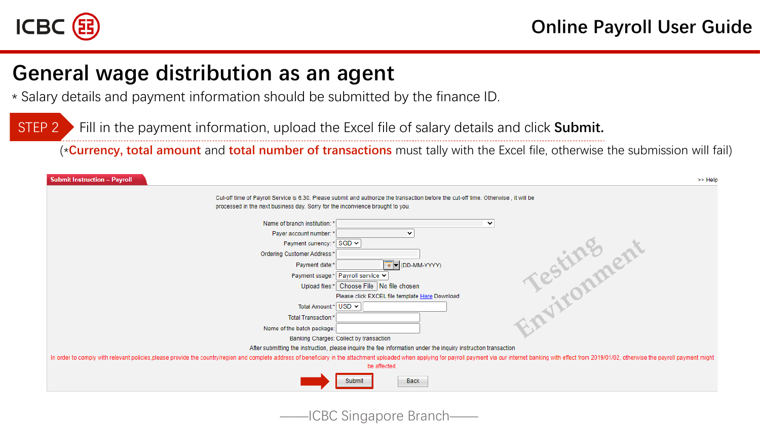# General wage distribution as an agent

\* Salary details and payment information should be submitted by the finance ID.

**STEP 2** Fill in the payment information, upload the Excel file of salary details and click **Submit.**

(\***Currency, total amount** and **total number of transactions** must tally with the Excel file, otherwise the submission will fail)

**Submit Instruction – Payroll** >> Help

Cut-off time of Payroll Service is 6:30. Please submit and authorize the transaction before the cut-off time. Otherwise , it will be processed in the next business day. Sorry for the inconvience brought to you.

- Name of branch institution: *
- Payer account number: *
- Payment currency: * SGD
- Ordering Customer Address: *
- Payment date: * (DD-MM-YYYY)
- Payment usage: * Payroll service
- Upload files: * Choose File No file chosen
  Please click EXCEL file template Here Download
- Total Amount: * USD
- Total Transaction: *
- Name of the batch package:
- Banking Charges: Collect by transaction

After submitting the instruction, please inquire the fee information under the inquiry instruction transaction

In order to comply with relevant policies,please provide the country/region and complete address of beneficiary in the attachment uploaded when applying for payroll payment via our internet banking with effect from 2019/01/02, otherwise the payroll payment might be effected.

Submit | Back

Testing Environment

——ICBC Singapore Branch——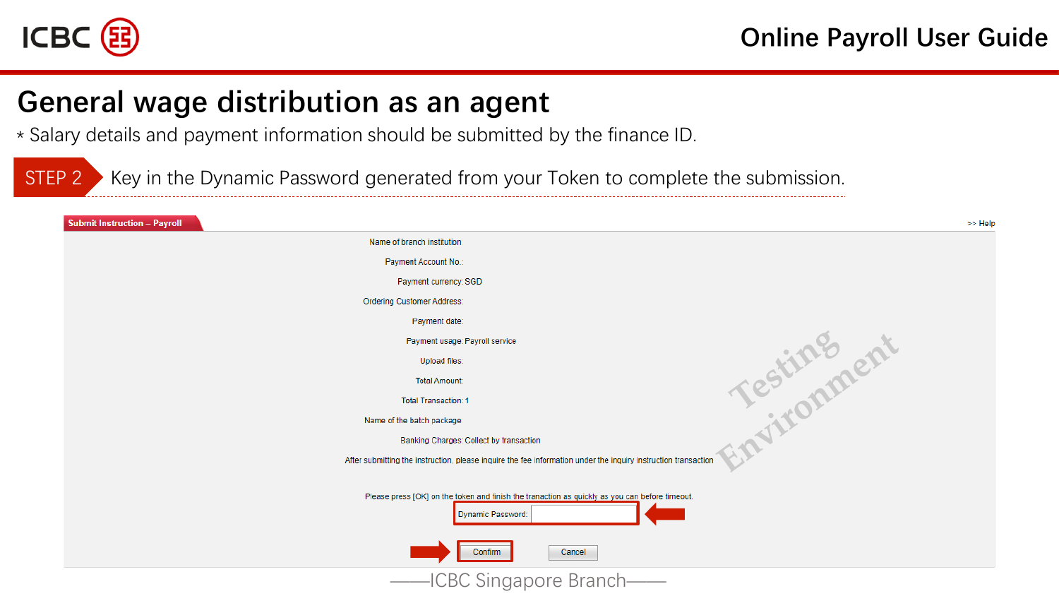# General wage distribution as an agent

\* Salary details and payment information should be submitted by the finance ID.

**STEP 2** Key in the Dynamic Password generated from your Token to complete the submission.

**Submit Instruction – Payroll**

>> Help

Name of branch institution

Payment Account No.:

Payment currency: SGD

Ordering Customer Address:

Payment date:

Payment usage: Payroll service

Upload files:

Total Amount:

Total Transaction: 1

Name of the batch package

Banking Charges: Collect by transaction

After submitting the instruction, please inquire the fee information under the inquiry instruction transaction

Testing Environment

Please press [OK] on the token and finish the tranaction as quickly as you can before timeout.

Dynamic Password:

Confirm

Cancel

——ICBC Singapore Branch——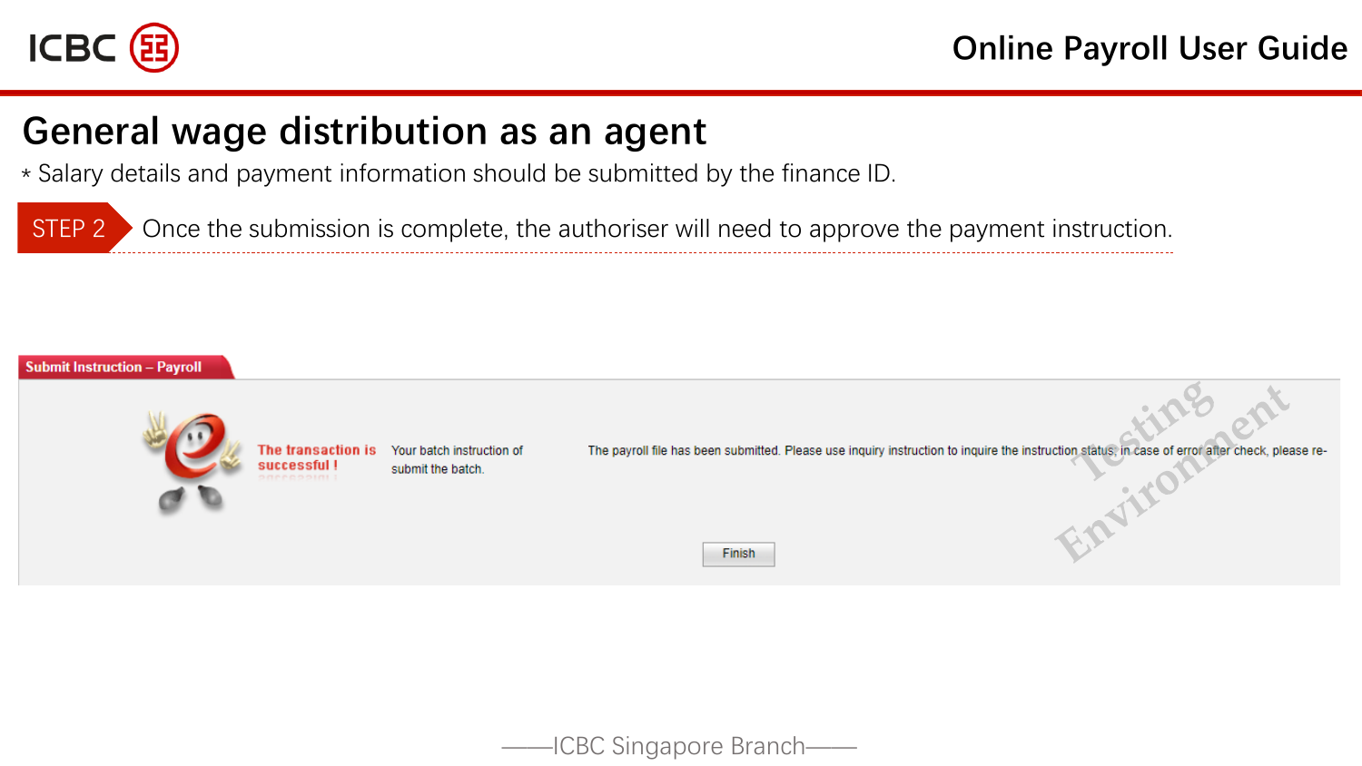# General wage distribution as an agent

* Salary details and payment information should be submitted by the finance ID.

**STEP 2** Once the submission is complete, the authoriser will need to approve the payment instruction.

**Submit Instruction – Payroll**

**The transaction is successful !**

Your batch instruction of submit the batch.

The payroll file has been submitted. Please use inquiry instruction to inquire the instruction status, in case of error after check, please re-

Finish

Testing Environment

——ICBC Singapore Branch——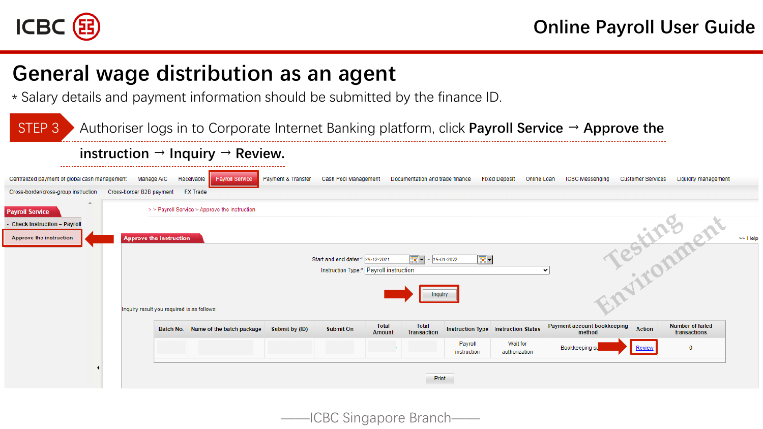# General wage distribution as an agent

* Salary details and payment information should be submitted by the finance ID.

**STEP 3** Authoriser logs in to Corporate Internet Banking platform, click **Payroll Service → Approve the instruction → Inquiry → Review.**

Centralized payment of global cash management | Manage A/C | Receivable | Payroll Service | Payment & Transfer | Cash Pool Management | Documentation and trade finance | Fixed Deposit | Online Loan | ICBC Messenging | Customer Services | Liquidity management

Cross-border/cross-group instruction | Cross-border B2B payment | FX Trade

**Payroll Service**
- Check Instruction – Payroll
- Approve the instruction

> > Payroll Service > Approve the instruction

**Approve the instruction**

Start and end dates:* 25-12-2021 - 25-01-2022

Instruction Type:* Payroll instruction

Inquiry

Inquiry result you required is as follows:

| Batch No. | Name of the batch package | Submit by (ID) | Submit On | Total Amount | Total Transaction | Instruction Type | Instruction Status | Payment account bookkeeping method | Action | Number of failed transactions |
|---|---|---|---|---|---|---|---|---|---|---|
| | | | | | | Payroll instruction | Wait for authorization | Bookkeeping s... | Review | 0 |

Print

Testing Environment

——ICBC Singapore Branch——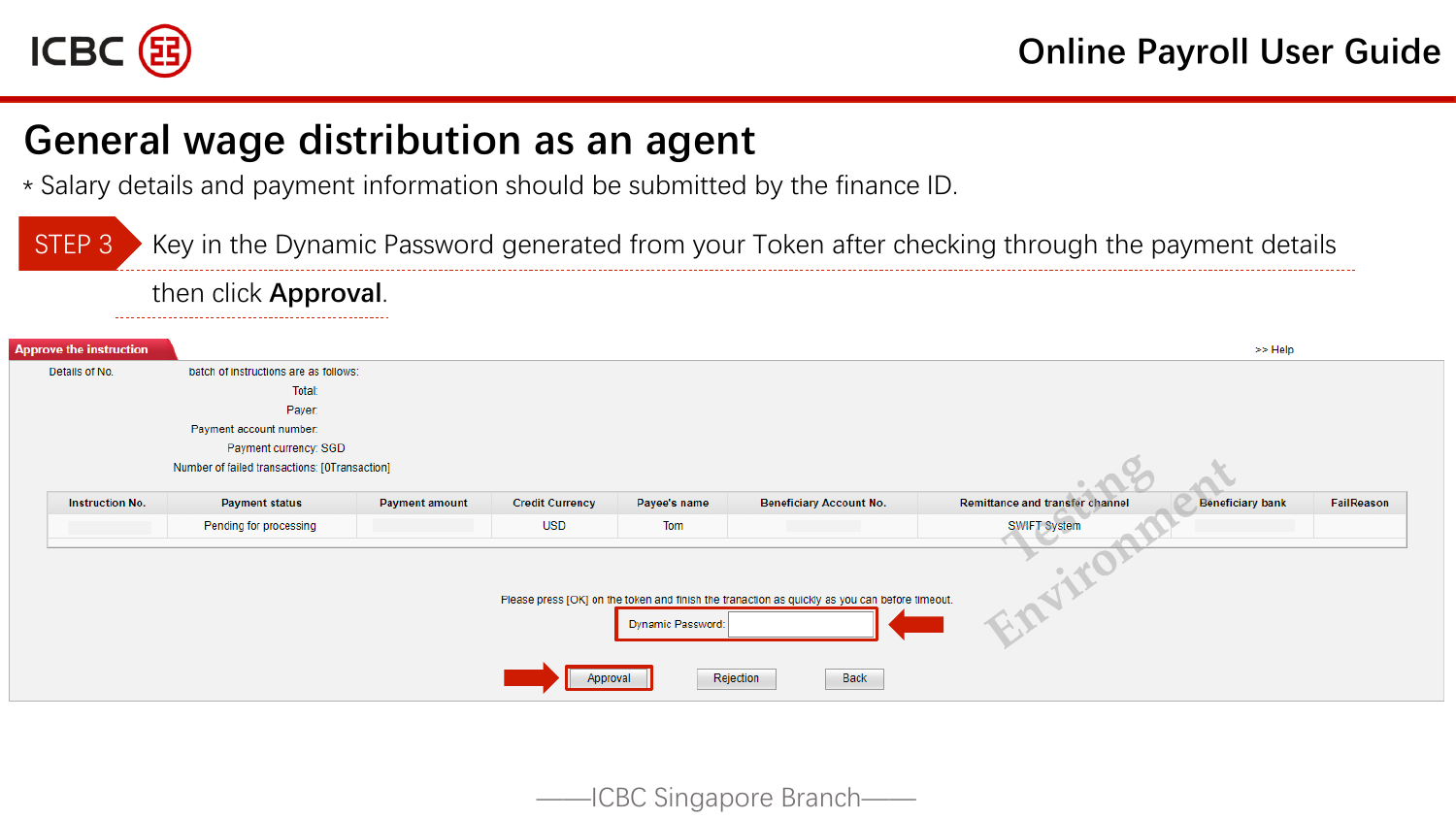# General wage distribution as an agent

* Salary details and payment information should be submitted by the finance ID.

**STEP 3** Key in the Dynamic Password generated from your Token after checking through the payment details then click **Approval**.

**Approve the instruction** >> Help

Details of No. batch of instructions are as follows:

Total:

Payer:

Payment account number:

Payment currency: SGD

Number of failed transactions: [0Transaction]

| Instruction No. | Payment status | Payment amount | Credit Currency | Payee's name | Beneficiary Account No. | Remittance and transfer channel | Beneficiary bank | FailReason |
|---|---|---|---|---|---|---|---|---|
| | Pending for processing | | USD | Tom | | SWIFT System | | |

Please press [OK] on the token and finish the tranaction as quickly as you can before timeout.

Dynamic Password:

Approval | Rejection | Back

Testing Environment

——ICBC Singapore Branch——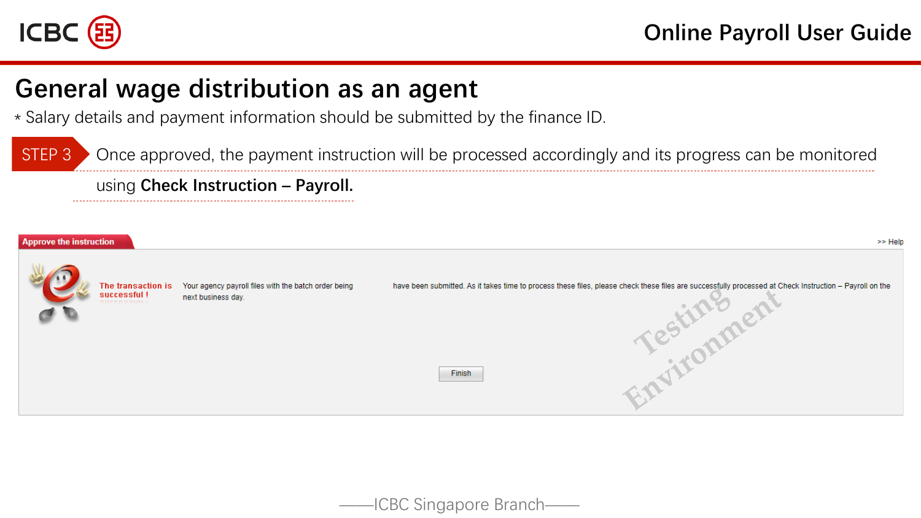# General wage distribution as an agent

\* Salary details and payment information should be submitted by the finance ID.

**STEP 3** Once approved, the payment instruction will be processed accordingly and its progress can be monitored using **Check Instruction – Payroll.**

Approve the instruction

\>> Help

The transaction is successful !

Your agency payroll files with the batch order being have been submitted. As it takes time to process these files, please check these files are successfully processed at Check Instruction – Payroll on the next business day.

Finish

Testing Environment

——ICBC Singapore Branch——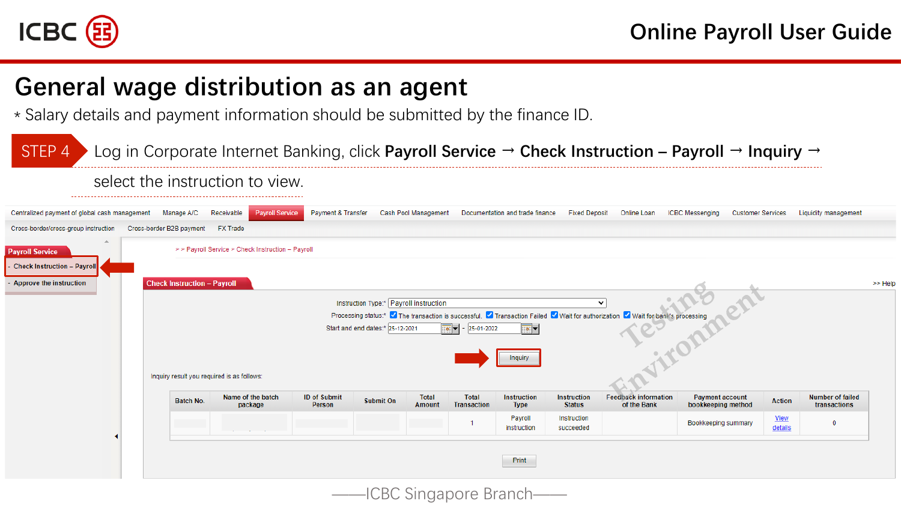# General wage distribution as an agent

\* Salary details and payment information should be submitted by the finance ID.

STEP 4 Log in Corporate Internet Banking, click **Payroll Service** → **Check Instruction – Payroll** → **Inquiry** → select the instruction to view.

Centralized payment of global cash management | Manage A/C | Receivable | Payroll Service | Payment & Transfer | Cash Pool Management | Documentation and trade finance | Fixed Deposit | Online Loan | ICBC Messenging | Customer Services | Liquidity management

Cross-border/cross-group instruction | Cross-border B2B payment | FX Trade

**Payroll Service**

- Check Instruction – Payroll
- Approve the instruction

> > Payroll Service > Check Instruction – Payroll

**Check Instruction – Payroll** >> Help

Instruction Type:* Payroll instruction

Processing status:* The transaction is successful. Transaction Failed Wait for authorization Wait for bank's processing

Start and end dates:* 25-12-2021 - 25-01-2022

Inquiry

Inquiry result you required is as follows:

| Batch No. | Name of the batch package | ID of Submit Person | Submit On | Total Amount | Total Transaction | Instruction Type | Instruction Status | Feedback information of the Bank | Payment account bookkeeping method | Action | Number of failed transactions |
|---|---|---|---|---|---|---|---|---|---|---|---|
| | | | | | 1 | Payroll instruction | Instruction succeeded | | Bookkeeping summary | View details | 0 |

Print

——ICBC Singapore Branch——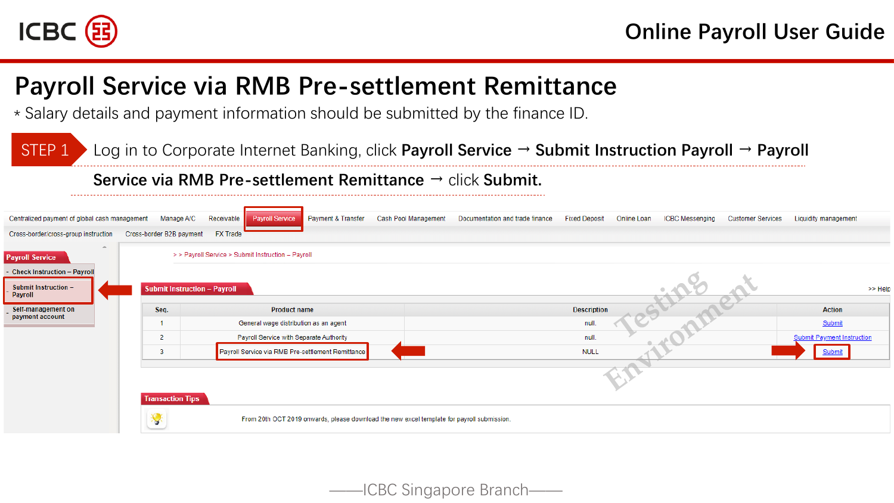# Payroll Service via RMB Pre-settlement Remittance

* Salary details and payment information should be submitted by the finance ID.

**STEP 1** Log in to Corporate Internet Banking, click **Payroll Service** → **Submit Instruction Payroll** → **Payroll Service via RMB Pre-settlement Remittance** → click **Submit.**

Centralized payment of global cash management | Manage A/C | Receivable | Payroll Service | Payment & Transfer | Cash Pool Management | Documentation and trade finance | Fixed Deposit | Online Loan | ICBC Messenging | Customer Services | Liquidity management | Cross-border/cross-group instruction | Cross-border B2B payment | FX Trade

**Payroll Service**

- Check Instruction – Payroll
- Submit Instruction – Payroll
- Self-management on payment account

> > Payroll Service > Submit Instruction – Payroll

**Submit Instruction – Payroll** >> Help

| Seq. | Product name | Description | Action |
| --- | --- | --- | --- |
| 1 | General wage distribution as an agent | null. | Submit |
| 2 | Payroll Service with Separate Authority | null. | Submit Payment Instruction |
| 3 | Payroll Service via RMB Pre-settlement Remittance | NULL | Submit |

**Transaction Tips**

From 20th OCT 2019 onwards, please download the new excel template for payroll submission.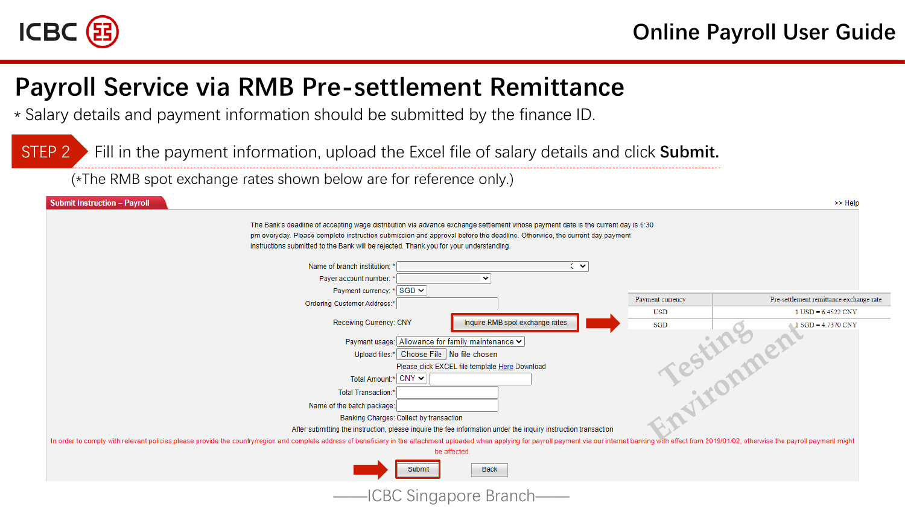# Payroll Service via RMB Pre-settlement Remittance

* Salary details and payment information should be submitted by the finance ID.

**STEP 2** Fill in the payment information, upload the Excel file of salary details and click **Submit.**

(*The RMB spot exchange rates shown below are for reference only.)

**Submit Instruction – Payroll**

>> Help

The Bank's deadline of accepting wage distribution via advance exchange settlement whose payment date is the current day is 6:30 pm everyday. Please complete instruction submission and approval before the deadline. Otherwise, the current day payment instructions submitted to the Bank will be rejected. Thank you for your understanding.

Name of branch institution: *

Payer account number: *

Payment currency: * SGD

Ordering Customer Address:*

Receiving Currency: CNY [Inquire RMB spot exchange rates]

| Payment currency | Pre-settlement remittance exchange rate |
|---|---|
| USD | 1 USD = 6.4522 CNY |
| SGD | 1 SGD = 4.7370 CNY |

Testing Environment

Payment usage: Allowance for family maintenance

Upload files:* Choose File No file chosen

Please click EXCEL file template Here Download

Total Amount:* CNY

Total Transaction:*

Name of the batch package:

Banking Charges: Collect by transaction

After submitting the instruction, please inquire the fee information under the inquiry instruction transaction

In order to comply with relevant policies.please provide the country/region and complete address of beneficiary in the attachment uploaded when applying for payroll payment via our internet banking with effect from 2019/01/02, otherwise the payroll payment might be affected.

[Submit] [Back]

——ICBC Singapore Branch——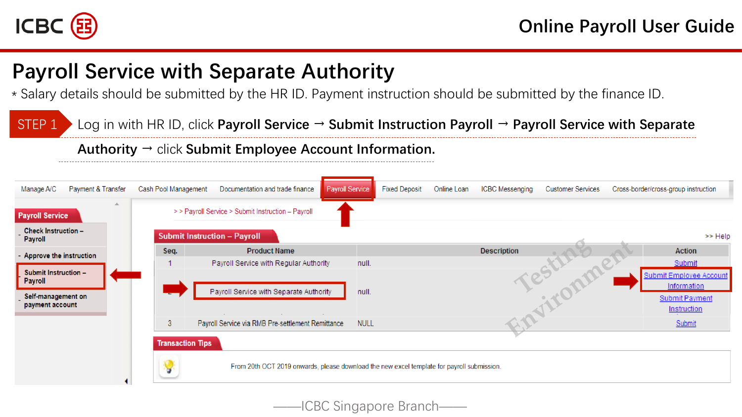# Payroll Service with Separate Authority

* Salary details should be submitted by the HR ID. Payment instruction should be submitted by the finance ID.

**STEP 1** Log in with HR ID, click **Payroll Service** → **Submit Instruction Payroll** → **Payroll Service with Separate Authority** → click **Submit Employee Account Information.**

Manage A/C | Payment & Transfer | Cash Pool Management | Documentation and trade finance | Payroll Service | Fixed Deposit | Online Loan | ICBC Messenging | Customer Services | Cross-border/cross-group instruction

**Payroll Service**
- Check Instruction – Payroll
- Approve the instruction
- Submit Instruction – Payroll
- Self-management on payment account

> > Payroll Service > Submit Instruction – Payroll

**Submit Instruction – Payroll** >> Help

| Seq. | Product Name | Description | Action |
|---|---|---|---|
| 1 | Payroll Service with Regular Authority | null. | Submit |
| 2 | Payroll Service with Separate Authority | null. | Submit Employee Account Information<br>Submit Payment Instruction |
| 3 | Payroll Service via RMB Pre-settlement Remittance | NULL | Submit |

**Transaction Tips**

From 20th OCT 2019 onwards, please download the new excel template for payroll submission.

Testing Environment

——ICBC Singapore Branch——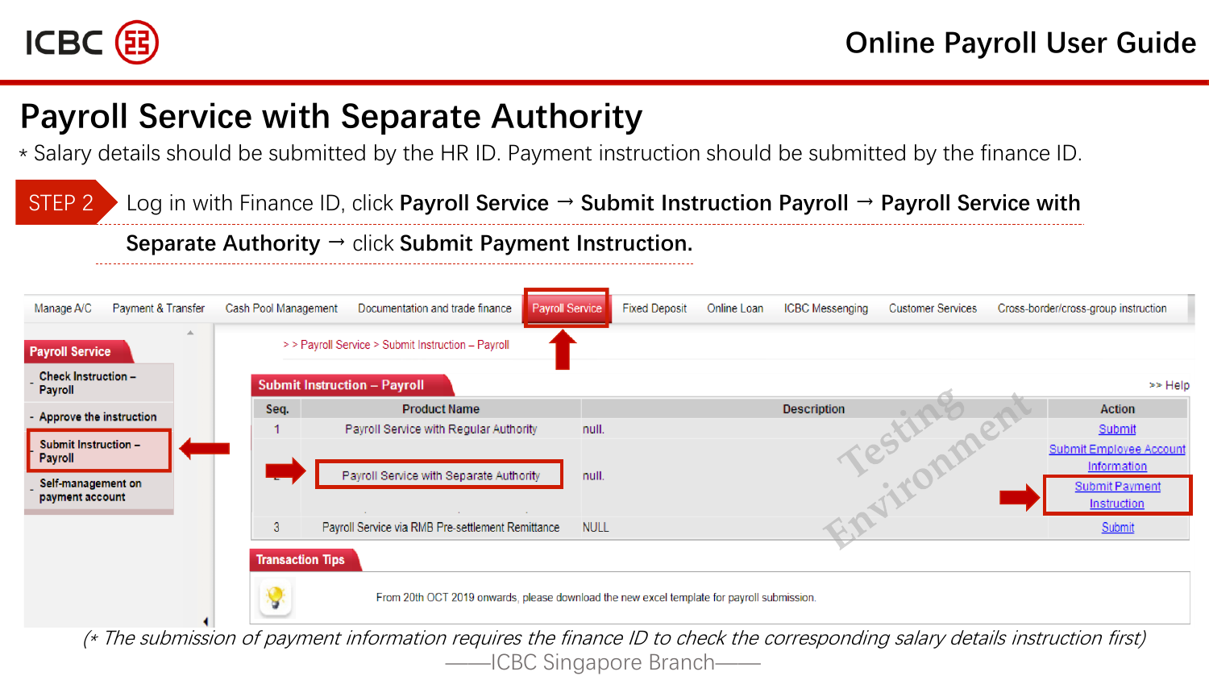# Payroll Service with Separate Authority

* Salary details should be submitted by the HR ID. Payment instruction should be submitted by the finance ID.

STEP 2 Log in with Finance ID, click **Payroll Service → Submit Instruction Payroll → Payroll Service with Separate Authority →** click **Submit Payment Instruction.**

Manage A/C | Payment & Transfer | Cash Pool Management | Documentation and trade finance | Payroll Service | Fixed Deposit | Online Loan | ICBC Messenging | Customer Services | Cross-border/cross-group instruction

**Payroll Service**

- Check Instruction – Payroll
- Approve the instruction
- Submit Instruction – Payroll
- Self-management on payment account

> > Payroll Service > Submit Instruction – Payroll

**Submit Instruction – Payroll** >> Help

| Seq. | Product Name | Description | Action |
|---|---|---|---|
| 1 | Payroll Service with Regular Authority | null. | Submit |
| 2 | Payroll Service with Separate Authority | null. | Submit Employee Account Information<br>Submit Payment Instruction |
| 3 | Payroll Service via RMB Pre-settlement Remittance | NULL | Submit |

**Transaction Tips**

From 20th OCT 2019 onwards, please download the new excel template for payroll submission.

*(* The submission of payment information requires the finance ID to check the corresponding salary details instruction first)*

——ICBC Singapore Branch——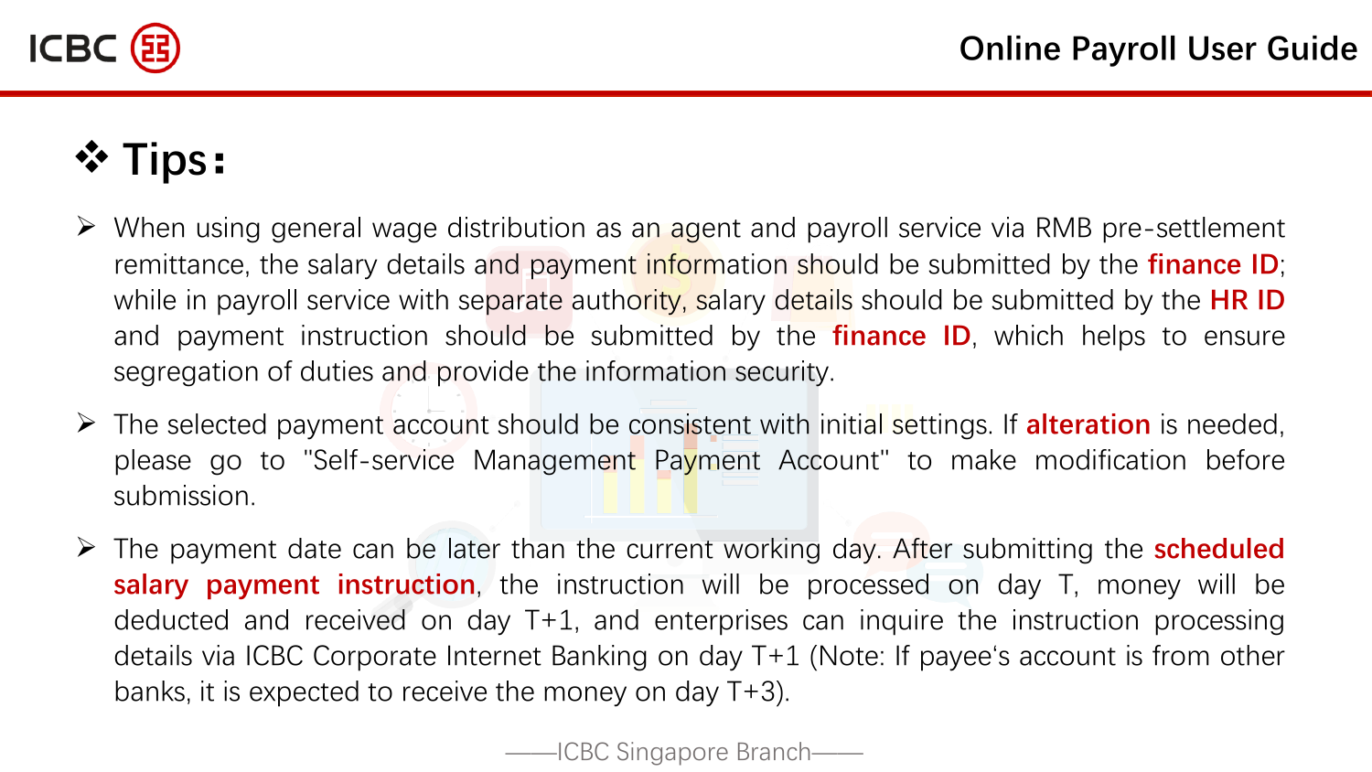# ❖ Tips:

- When using general wage distribution as an agent and payroll service via RMB pre-settlement remittance, the salary details and payment information should be submitted by the **finance ID**; while in payroll service with separate authority, salary details should be submitted by the **HR ID** and payment instruction should be submitted by the **finance ID**, which helps to ensure segregation of duties and provide the information security.
- The selected payment account should be consistent with initial settings. If **alteration** is needed, please go to "Self-service Management Payment Account" to make modification before submission.
- The payment date can be later than the current working day. After submitting the **scheduled salary payment instruction**, the instruction will be processed on day T, money will be deducted and received on day T+1, and enterprises can inquire the instruction processing details via ICBC Corporate Internet Banking on day T+1 (Note: If payee's account is from other banks, it is expected to receive the money on day T+3).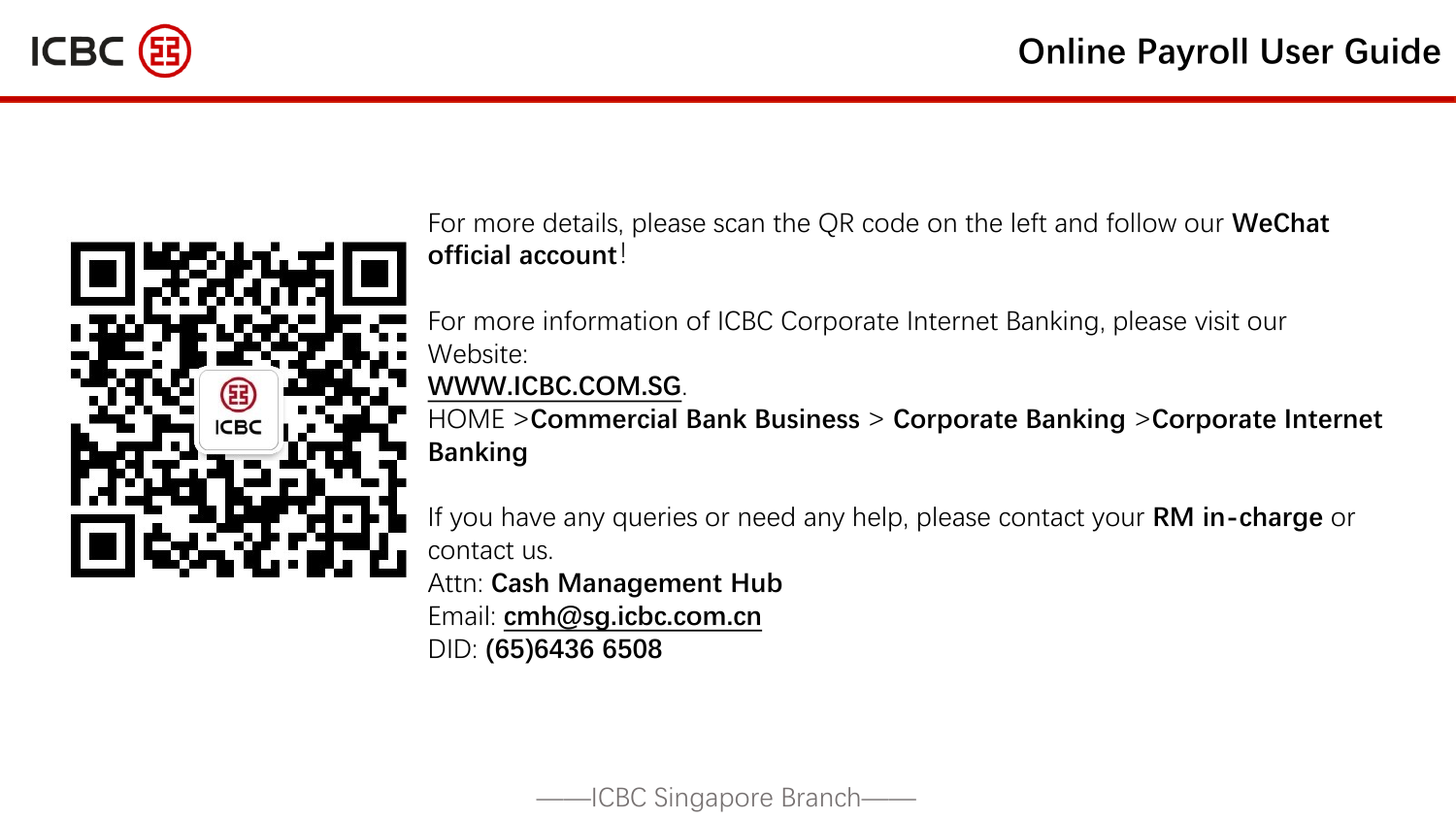For more details, please scan the QR code on the left and follow our **WeChat official account**!

For more information of ICBC Corporate Internet Banking, please visit our Website:
**WWW.ICBC.COM.SG**.
HOME >**Commercial Bank Business** > **Corporate Banking** >**Corporate Internet Banking**

If you have any queries or need any help, please contact your **RM in-charge** or contact us.
Attn: **Cash Management Hub**
Email: **cmh@sg.icbc.com.cn**
DID: **(65)6436 6508**

——ICBC Singapore Branch——